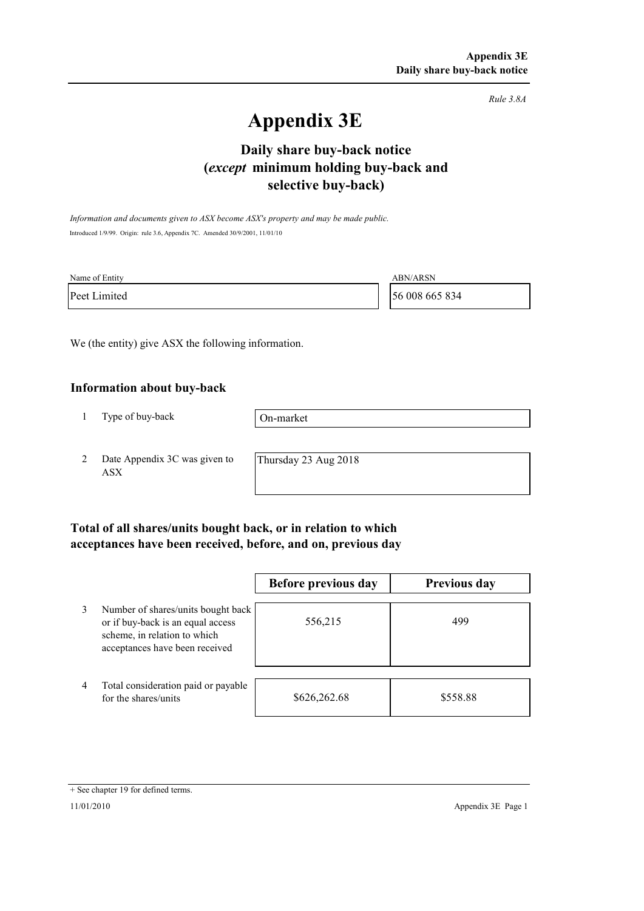Rule 3.8A

# Appendix 3E

## Daily share buy-back notice (*except* minimum holding buy-back and selective buy-back)

*Information and documents given to ASX become ASX's property and may be made public.*

Introduced 1/9/99. Origin: rule 3.6, Appendix 7C. Amended 30/9/2001, 11/01/10

| Name of Entity | ABN/ARSN |
|---|---|
| Peet Limited | 56 008 665 834 |

We (the entity) give ASX the following information.

### Information about buy-back

| | | |
|---|---|---|
| 1 | Type of buy-back | On-market |
| 2 | Date Appendix 3C was given to ASX | Thursday 23 Aug 2018 |

### Total of all shares/units bought back, or in relation to which acceptances have been received, before, and on, previous day

| | | Before previous day | Previous day |
|---|---|---|---|
| 3 | Number of shares/units bought back or if buy-back is an equal access scheme, in relation to which acceptances have been received | 556,215 | 499 |
| 4 | Total consideration paid or payable for the shares/units | $626,262.68 | $558.88 |

+ See chapter 19 for defined terms.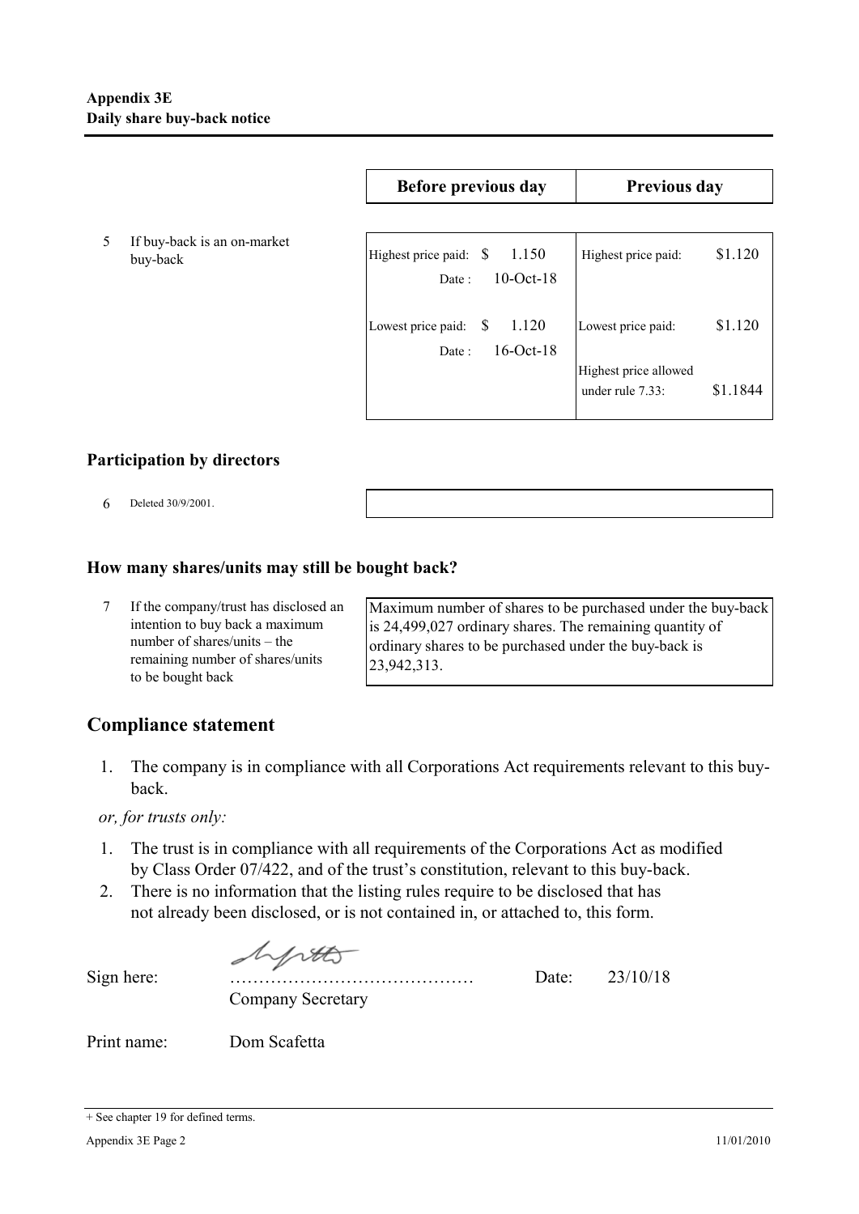**Appendix 3E**
**Daily share buy-back notice**

| | | Before previous day | Previous day |
|---|---|---|---|
| 5 | If buy-back is an on-market buy-back | Highest price paid: $ 1.150<br>Date : 10-Oct-18<br><br>Lowest price paid: $ 1.120<br>Date : 16-Oct-18 | Highest price paid: $1.120<br><br>Lowest price paid: $1.120<br><br>Highest price allowed under rule 7.33: $1.1844 |

## Participation by directors

| | | |
|---|---|---|
| 6 | Deleted 30/9/2001. | |

## How many shares/units may still be bought back?

| | | |
|---|---|---|
| 7 | If the company/trust has disclosed an intention to buy back a maximum number of shares/units – the remaining number of shares/units to be bought back | Maximum number of shares to be purchased under the buy-back is 24,499,027 ordinary shares. The remaining quantity of ordinary shares to be purchased under the buy-back is 23,942,313. |

## Compliance statement

1. The company is in compliance with all Corporations Act requirements relevant to this buy-back.

*or, for trusts only:*

1. The trust is in compliance with all requirements of the Corporations Act as modified by Class Order 07/422, and of the trust's constitution, relevant to this buy-back.
2. There is no information that the listing rules require to be disclosed that has not already been disclosed, or is not contained in, or attached to, this form.

Sign here: …………………………………… Date: 23/10/18
Company Secretary

Print name: Dom Scafetta

+ See chapter 19 for defined terms.